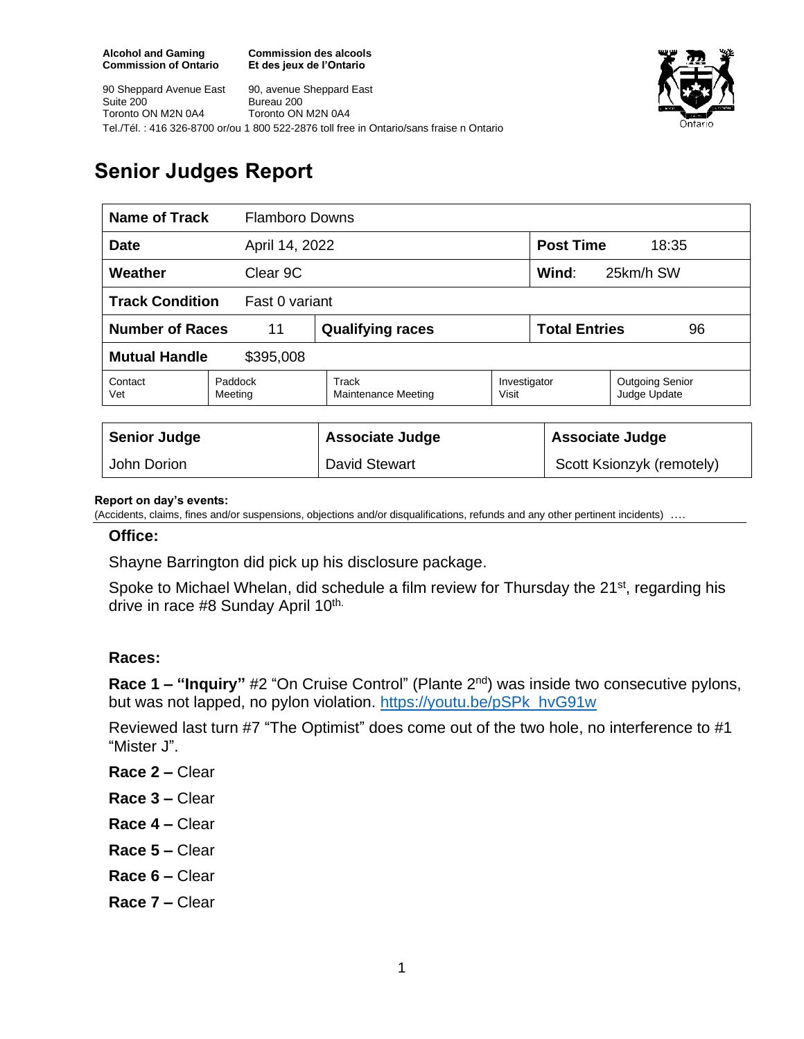**Alcohol and Gaming Commission of Ontario**
90 Sheppard Avenue East
Suite 200
Toronto ON M2N 0A4

**Commission des alcools Et des jeux de l'Ontario**
90, avenue Sheppard East
Bureau 200
Toronto ON M2N 0A4

Tel./Tél. : 416 326-8700 or/ou 1 800 522-2876 toll free in Ontario/sans fraise n Ontario

# Senior Judges Report

| **Name of Track** | Flamboro Downs | | | | |
|---|---|---|---|---|---|
| **Date** | April 14, 2022 | | | **Post Time** | 18:35 |
| **Weather** | Clear 9C | | | **Wind**: | 25km/h SW |
| **Track Condition** | Fast 0 variant | | | | |
| **Number of Races** | 11 | **Qualifying races** | | **Total Entries** | 96 |
| **Mutual Handle** | $395,008 | | | | |
| Contact Vet | Paddock Meeting | Track Maintenance Meeting | Investigator Visit | Outgoing Senior Judge Update | |

| **Senior Judge** | **Associate Judge** | **Associate Judge** |
|---|---|---|
| John Dorion | David Stewart | Scott Ksionzyk (remotely) |

**Report on day's events:**
(Accidents, claims, fines and/or suspensions, objections and/or disqualifications, refunds and any other pertinent incidents) ….

**Office:**

Shayne Barrington did pick up his disclosure package.

Spoke to Michael Whelan, did schedule a film review for Thursday the 21st, regarding his drive in race #8 Sunday April 10th.

**Races:**

**Race 1 – "Inquiry"** #2 "On Cruise Control" (Plante 2nd) was inside two consecutive pylons, but was not lapped, no pylon violation. https://youtu.be/pSPk_hvG91w

Reviewed last turn #7 "The Optimist" does come out of the two hole, no interference to #1 "Mister J".

**Race 2 –** Clear

**Race 3 –** Clear

**Race 4 –** Clear

**Race 5 –** Clear

**Race 6 –** Clear

**Race 7 –** Clear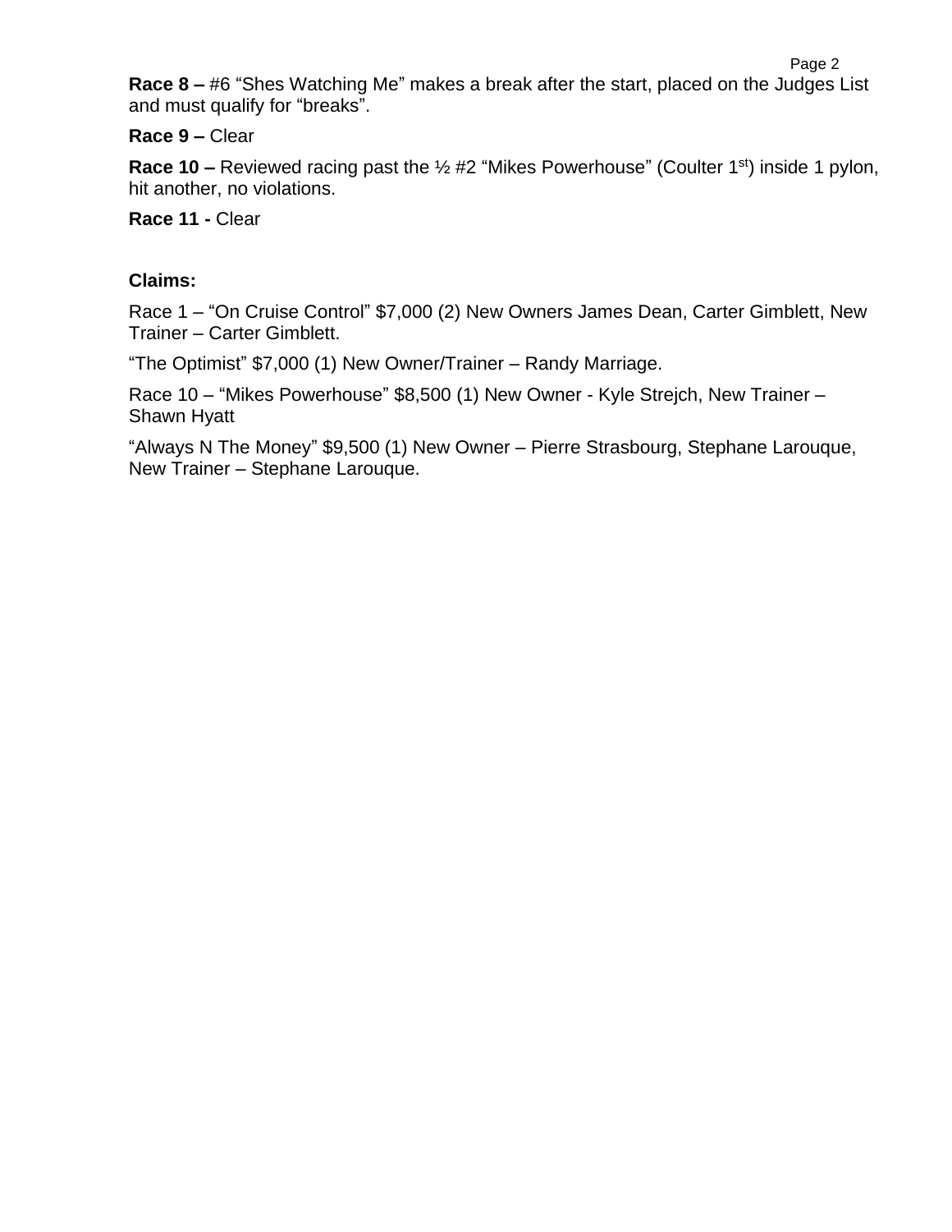**Race 8 –** #6 “Shes Watching Me” makes a break after the start, placed on the Judges List and must qualify for “breaks”.

**Race 9 –** Clear

**Race 10 –** Reviewed racing past the ½ #2 “Mikes Powerhouse” (Coulter 1st) inside 1 pylon, hit another, no violations.

**Race 11 -** Clear

**Claims:**

Race 1 – “On Cruise Control” $7,000 (2) New Owners James Dean, Carter Gimblett, New Trainer – Carter Gimblett.

“The Optimist” $7,000 (1) New Owner/Trainer – Randy Marriage.

Race 10 – “Mikes Powerhouse” $8,500 (1) New Owner - Kyle Strejch, New Trainer – Shawn Hyatt

“Always N The Money” $9,500 (1) New Owner – Pierre Strasbourg, Stephane Larouque, New Trainer – Stephane Larouque.